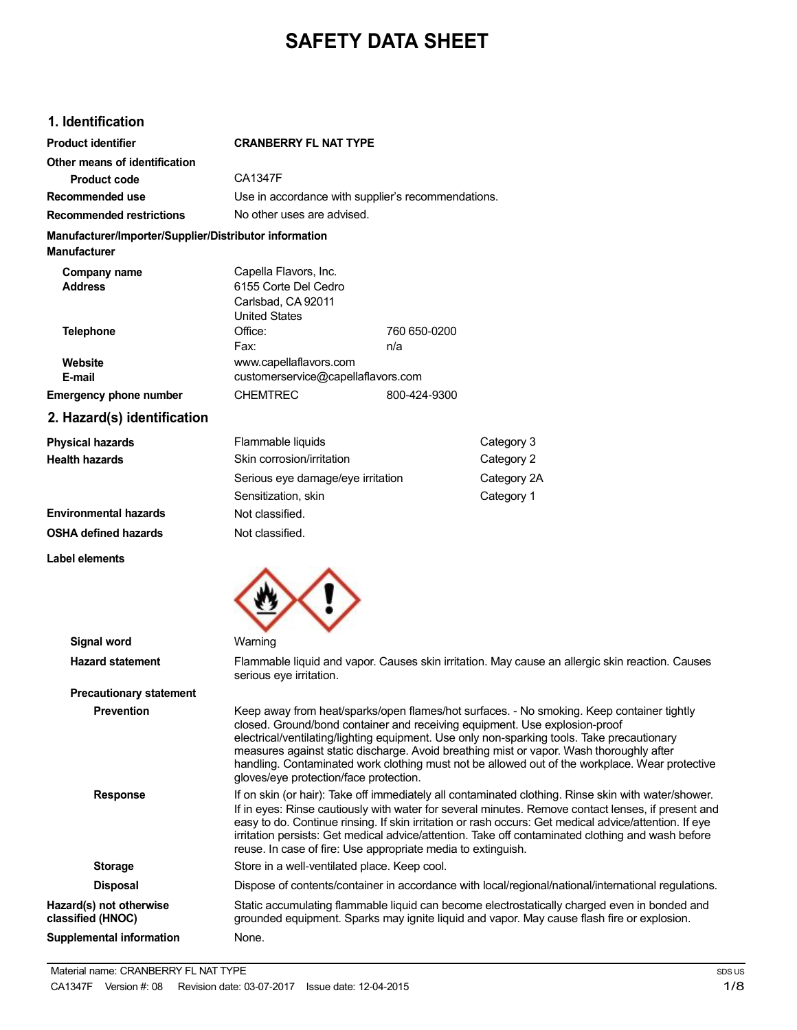# SAFETY DATA SHEET

## 1. Identification

| | | |
|---|---|---|
| **Product identifier** | **CRANBERRY FL NAT TYPE** | |
| **Other means of identification** | | |
| **Product code** | CA1347F | |
| **Recommended use** | Use in accordance with supplier's recommendations. | |
| **Recommended restrictions** | No other uses are advised. | |

**Manufacturer/Importer/Supplier/Distributor information**

**Manufacturer**

| | | |
|---|---|---|
| **Company name** | Capella Flavors, Inc. | |
| **Address** | 6155 Corte Del Cedro<br>Carlsbad, CA 92011<br>United States | |
| **Telephone** | Office: | 760 650-0200 |
| | Fax: | n/a |
| **Website** | www.capellaflavors.com | |
| **E-mail** | customerservice@capellaflavors.com | |
| **Emergency phone number** | CHEMTREC | 800-424-9300 |

## 2. Hazard(s) identification

| | | |
|---|---|---|
| **Physical hazards** | Flammable liquids | Category 3 |
| **Health hazards** | Skin corrosion/irritation | Category 2 |
| | Serious eye damage/eye irritation | Category 2A |
| | Sensitization, skin | Category 1 |
| **Environmental hazards** | Not classified. | |
| **OSHA defined hazards** | Not classified. | |

**Label elements**

**Signal word** Warning

**Hazard statement** Flammable liquid and vapor. Causes skin irritation. May cause an allergic skin reaction. Causes serious eye irritation.

**Precautionary statement**

**Prevention** Keep away from heat/sparks/open flames/hot surfaces. - No smoking. Keep container tightly closed. Ground/bond container and receiving equipment. Use explosion-proof electrical/ventilating/lighting equipment. Use only non-sparking tools. Take precautionary measures against static discharge. Avoid breathing mist or vapor. Wash thoroughly after handling. Contaminated work clothing must not be allowed out of the workplace. Wear protective gloves/eye protection/face protection.

**Response** If on skin (or hair): Take off immediately all contaminated clothing. Rinse skin with water/shower. If in eyes: Rinse cautiously with water for several minutes. Remove contact lenses, if present and easy to do. Continue rinsing. If skin irritation or rash occurs: Get medical advice/attention. If eye irritation persists: Get medical advice/attention. Take off contaminated clothing and wash before reuse. In case of fire: Use appropriate media to extinguish.

**Storage** Store in a well-ventilated place. Keep cool.

**Disposal** Dispose of contents/container in accordance with local/regional/national/international regulations.

**Hazard(s) not otherwise classified (HNOC)** Static accumulating flammable liquid can become electrostatically charged even in bonded and grounded equipment. Sparks may ignite liquid and vapor. May cause flash fire or explosion.

**Supplemental information** None.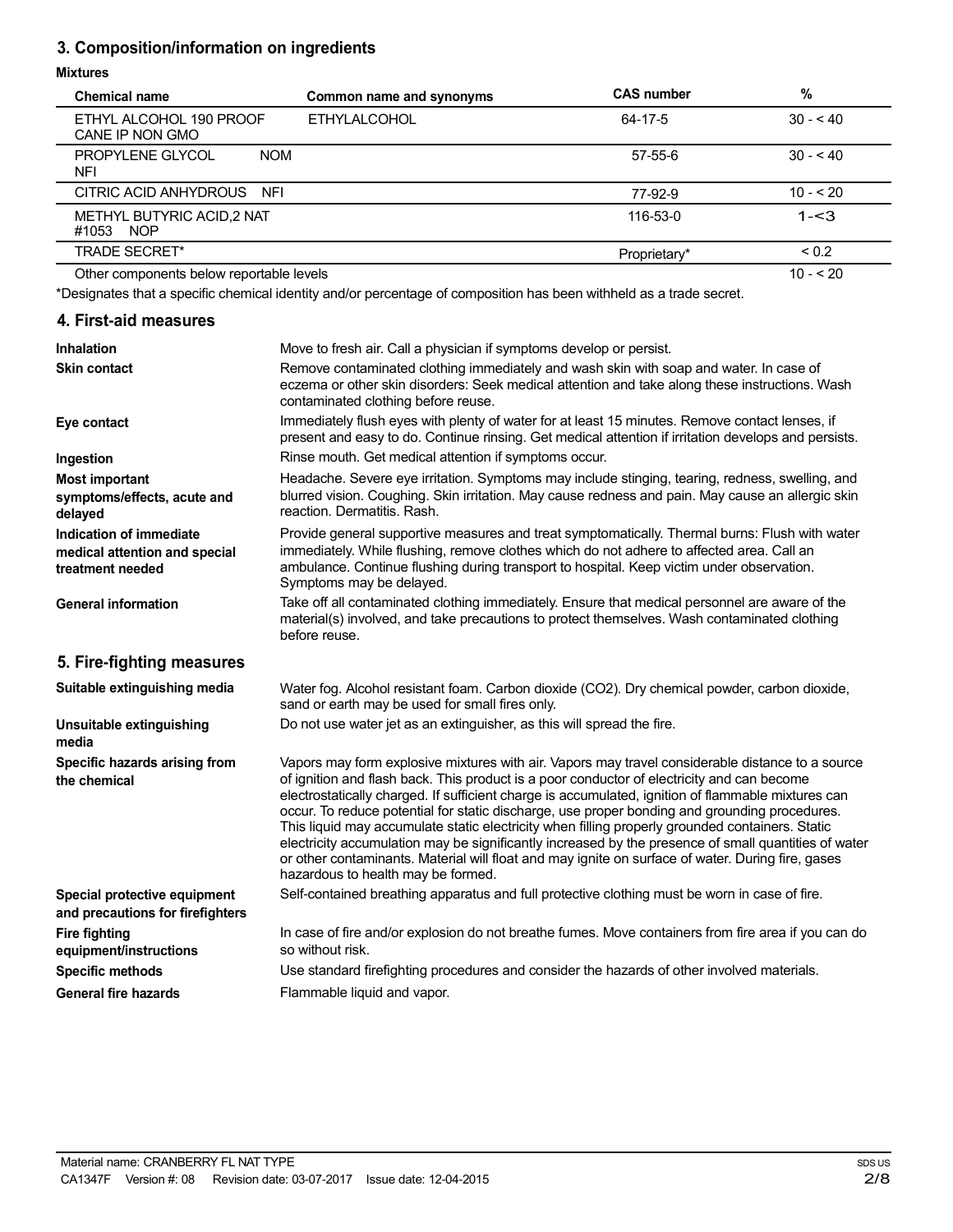## 3. Composition/information on ingredients

**Mixtures**

| Chemical name | Common name and synonyms | CAS number | % |
|---|---|---|---|
| ETHYL ALCOHOL 190 PROOF CANE IP NON GMO | ETHYLALCOHOL | 64-17-5 | 30 - < 40 |
| PROPYLENE GLYCOL NOM NFI | | 57-55-6 | 30 - < 40 |
| CITRIC ACID ANHYDROUS NFI | | 77-92-9 | 10 - < 20 |
| METHYL BUTYRIC ACID,2 NAT #1053 NOP | | 116-53-0 | 1-<3 |
| TRADE SECRET* | | Proprietary* | < 0.2 |
| Other components below reportable levels | | | 10 - < 20 |

*Designates that a specific chemical identity and/or percentage of composition has been withheld as a trade secret.

## 4. First-aid measures

**Inhalation**
Move to fresh air. Call a physician if symptoms develop or persist.

**Skin contact**
Remove contaminated clothing immediately and wash skin with soap and water. In case of eczema or other skin disorders: Seek medical attention and take along these instructions. Wash contaminated clothing before reuse.

**Eye contact**
Immediately flush eyes with plenty of water for at least 15 minutes. Remove contact lenses, if present and easy to do. Continue rinsing. Get medical attention if irritation develops and persists.

**Ingestion**
Rinse mouth. Get medical attention if symptoms occur.

**Most important symptoms/effects, acute and delayed**
Headache. Severe eye irritation. Symptoms may include stinging, tearing, redness, swelling, and blurred vision. Coughing. Skin irritation. May cause redness and pain. May cause an allergic skin reaction. Dermatitis. Rash.

**Indication of immediate medical attention and special treatment needed**
Provide general supportive measures and treat symptomatically. Thermal burns: Flush with water immediately. While flushing, remove clothes which do not adhere to affected area. Call an ambulance. Continue flushing during transport to hospital. Keep victim under observation. Symptoms may be delayed.

**General information**
Take off all contaminated clothing immediately. Ensure that medical personnel are aware of the material(s) involved, and take precautions to protect themselves. Wash contaminated clothing before reuse.

## 5. Fire-fighting measures

**Suitable extinguishing media**
Water fog. Alcohol resistant foam. Carbon dioxide ($CO_2$). Dry chemical powder, carbon dioxide, sand or earth may be used for small fires only.

**Unsuitable extinguishing media**
Do not use water jet as an extinguisher, as this will spread the fire.

**Specific hazards arising from the chemical**
Vapors may form explosive mixtures with air. Vapors may travel considerable distance to a source of ignition and flash back. This product is a poor conductor of electricity and can become electrostatically charged. If sufficient charge is accumulated, ignition of flammable mixtures can occur. To reduce potential for static discharge, use proper bonding and grounding procedures. This liquid may accumulate static electricity when filling properly grounded containers. Static electricity accumulation may be significantly increased by the presence of small quantities of water or other contaminants. Material will float and may ignite on surface of water. During fire, gases hazardous to health may be formed.

**Special protective equipment and precautions for firefighters**
Self-contained breathing apparatus and full protective clothing must be worn in case of fire.

**Fire fighting equipment/instructions**
In case of fire and/or explosion do not breathe fumes. Move containers from fire area if you can do so without risk.

**Specific methods**
Use standard firefighting procedures and consider the hazards of other involved materials.

**General fire hazards**
Flammable liquid and vapor.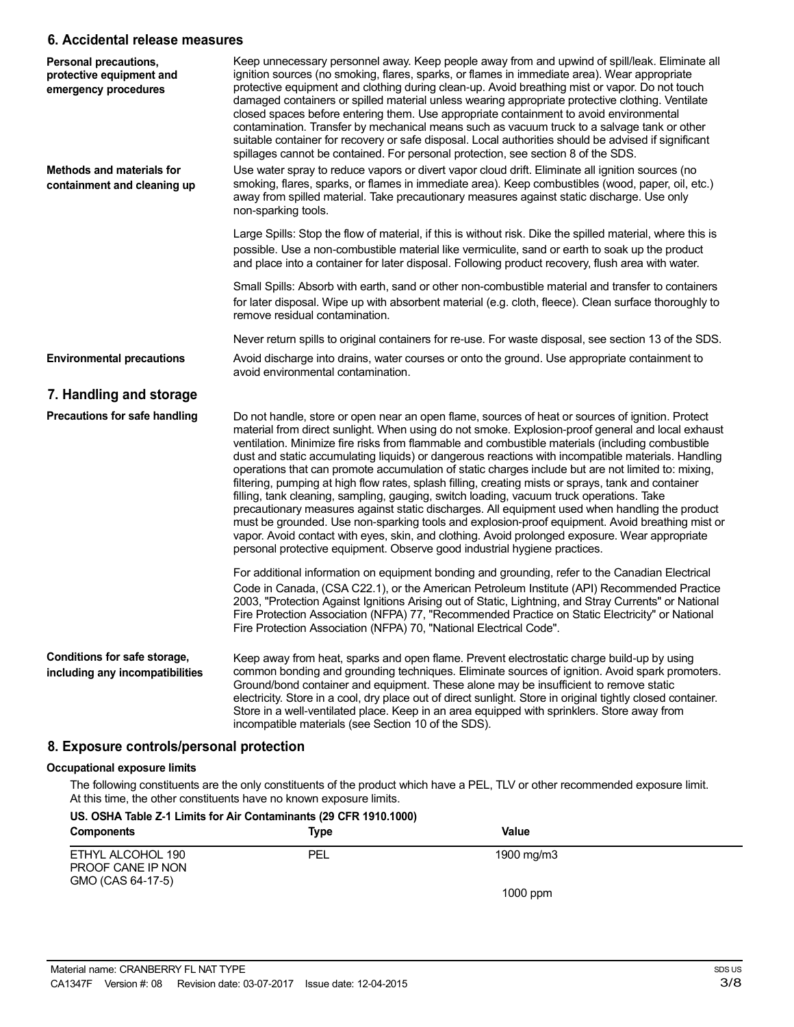## 6. Accidental release measures

**Personal precautions, protective equipment and emergency procedures**

Keep unnecessary personnel away. Keep people away from and upwind of spill/leak. Eliminate all ignition sources (no smoking, flares, sparks, or flames in immediate area). Wear appropriate protective equipment and clothing during clean-up. Avoid breathing mist or vapor. Do not touch damaged containers or spilled material unless wearing appropriate protective clothing. Ventilate closed spaces before entering them. Use appropriate containment to avoid environmental contamination. Transfer by mechanical means such as vacuum truck to a salvage tank or other suitable container for recovery or safe disposal. Local authorities should be advised if significant spillages cannot be contained. For personal protection, see section 8 of the SDS.

**Methods and materials for containment and cleaning up**

Use water spray to reduce vapors or divert vapor cloud drift. Eliminate all ignition sources (no smoking, flares, sparks, or flames in immediate area). Keep combustibles (wood, paper, oil, etc.) away from spilled material. Take precautionary measures against static discharge. Use only non-sparking tools.

Large Spills: Stop the flow of material, if this is without risk. Dike the spilled material, where this is possible. Use a non-combustible material like vermiculite, sand or earth to soak up the product and place into a container for later disposal. Following product recovery, flush area with water.

Small Spills: Absorb with earth, sand or other non-combustible material and transfer to containers for later disposal. Wipe up with absorbent material (e.g. cloth, fleece). Clean surface thoroughly to remove residual contamination.

Never return spills to original containers for re-use. For waste disposal, see section 13 of the SDS.

**Environmental precautions**

Avoid discharge into drains, water courses or onto the ground. Use appropriate containment to avoid environmental contamination.

## 7. Handling and storage

**Precautions for safe handling**

Do not handle, store or open near an open flame, sources of heat or sources of ignition. Protect material from direct sunlight. When using do not smoke. Explosion-proof general and local exhaust ventilation. Minimize fire risks from flammable and combustible materials (including combustible dust and static accumulating liquids) or dangerous reactions with incompatible materials. Handling operations that can promote accumulation of static charges include but are not limited to: mixing, filtering, pumping at high flow rates, splash filling, creating mists or sprays, tank and container filling, tank cleaning, sampling, gauging, switch loading, vacuum truck operations. Take precautionary measures against static discharges. All equipment used when handling the product must be grounded. Use non-sparking tools and explosion-proof equipment. Avoid breathing mist or vapor. Avoid contact with eyes, skin, and clothing. Avoid prolonged exposure. Wear appropriate personal protective equipment. Observe good industrial hygiene practices.

For additional information on equipment bonding and grounding, refer to the Canadian Electrical Code in Canada, (CSA C22.1), or the American Petroleum Institute (API) Recommended Practice 2003, "Protection Against Ignitions Arising out of Static, Lightning, and Stray Currents" or National Fire Protection Association (NFPA) 77, "Recommended Practice on Static Electricity" or National Fire Protection Association (NFPA) 70, "National Electrical Code".

**Conditions for safe storage, including any incompatibilities**

Keep away from heat, sparks and open flame. Prevent electrostatic charge build-up by using common bonding and grounding techniques. Eliminate sources of ignition. Avoid spark promoters. Ground/bond container and equipment. These alone may be insufficient to remove static electricity. Store in a cool, dry place out of direct sunlight. Store in original tightly closed container. Store in a well-ventilated place. Keep in an area equipped with sprinklers. Store away from incompatible materials (see Section 10 of the SDS).

## 8. Exposure controls/personal protection

**Occupational exposure limits**

The following constituents are the only constituents of the product which have a PEL, TLV or other recommended exposure limit. At this time, the other constituents have no known exposure limits.

**US. OSHA Table Z-1 Limits for Air Contaminants (29 CFR 1910.1000)**

| Components | Type | Value |
|---|---|---|
| ETHYL ALCOHOL 190 PROOF CANE IP NON GMO (CAS 64-17-5) | PEL | 1900 mg/m3 |
| | | 1000 ppm |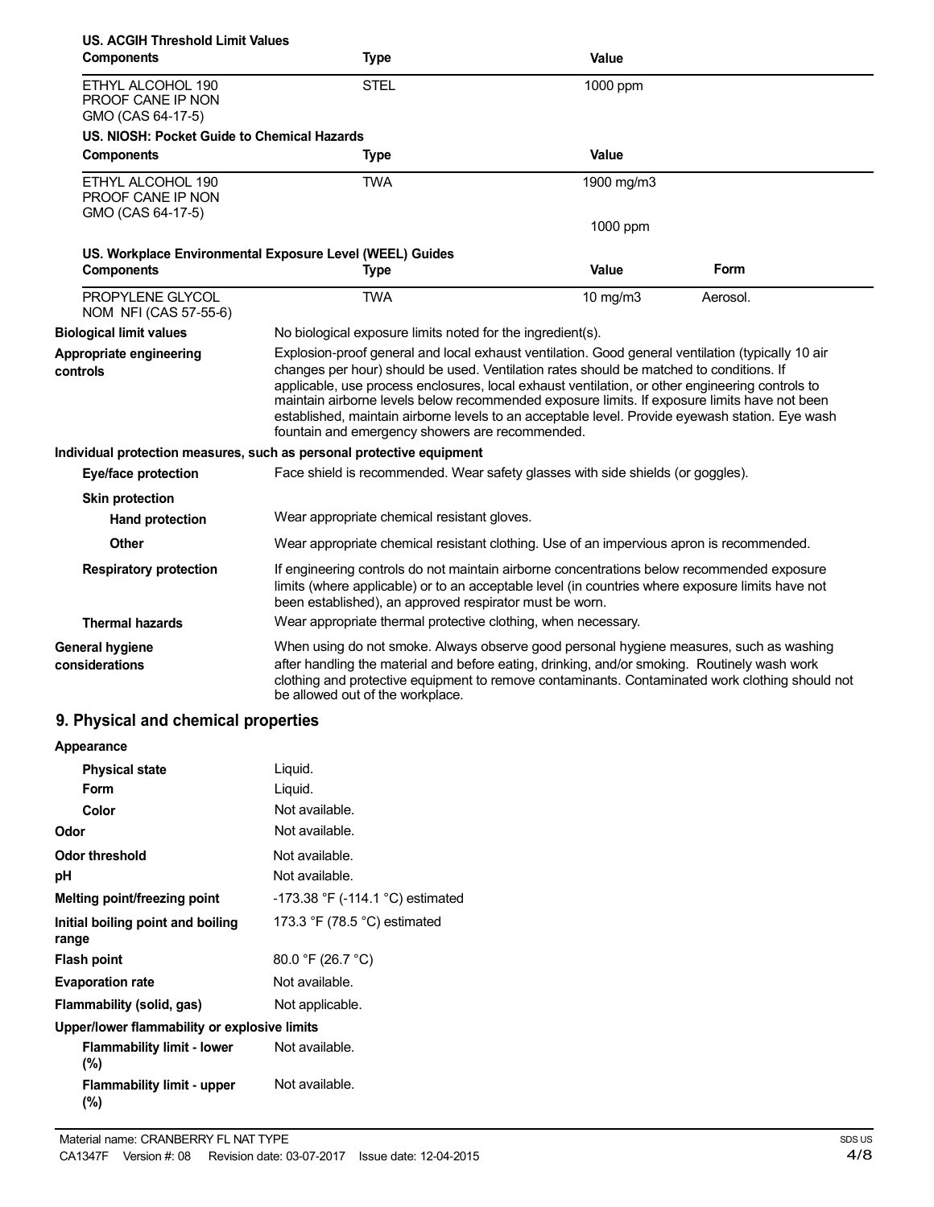**US. ACGIH Threshold Limit Values**

| Components | Type | Value |
|---|---|---|
| ETHYL ALCOHOL 190 PROOF CANE IP NON GMO (CAS 64-17-5) | STEL | 1000 ppm |

**US. NIOSH: Pocket Guide to Chemical Hazards**

| Components | Type | Value |
|---|---|---|
| ETHYL ALCOHOL 190 PROOF CANE IP NON GMO (CAS 64-17-5) | TWA | 1900 mg/m3 |
| | | 1000 ppm |

**US. Workplace Environmental Exposure Level (WEEL) Guides**

| Components | Type | Value | Form |
|---|---|---|---|
| PROPYLENE GLYCOL NOM NFI (CAS 57-55-6) | TWA | 10 mg/m3 | Aerosol. |

**Biological limit values**
No biological exposure limits noted for the ingredient(s).

**Appropriate engineering controls**
Explosion-proof general and local exhaust ventilation. Good general ventilation (typically 10 air changes per hour) should be used. Ventilation rates should be matched to conditions. If applicable, use process enclosures, local exhaust ventilation, or other engineering controls to maintain airborne levels below recommended exposure limits. If exposure limits have not been established, maintain airborne levels to an acceptable level. Provide eyewash station. Eye wash fountain and emergency showers are recommended.

**Individual protection measures, such as personal protective equipment**

**Eye/face protection**
Face shield is recommended. Wear safety glasses with side shields (or goggles).

**Skin protection**

**Hand protection**
Wear appropriate chemical resistant gloves.

**Other**
Wear appropriate chemical resistant clothing. Use of an impervious apron is recommended.

**Respiratory protection**
If engineering controls do not maintain airborne concentrations below recommended exposure limits (where applicable) or to an acceptable level (in countries where exposure limits have not been established), an approved respirator must be worn.

**Thermal hazards**
Wear appropriate thermal protective clothing, when necessary.

**General hygiene considerations**
When using do not smoke. Always observe good personal hygiene measures, such as washing after handling the material and before eating, drinking, and/or smoking. Routinely wash work clothing and protective equipment to remove contaminants. Contaminated work clothing should not be allowed out of the workplace.

## 9. Physical and chemical properties

**Appearance**

| Property | Value |
|---|---|
| Physical state | Liquid. |
| Form | Liquid. |
| Color | Not available. |
| Odor | Not available. |
| Odor threshold | Not available. |
| pH | Not available. |
| Melting point/freezing point | -173.38 °F (-114.1 °C) estimated |
| Initial boiling point and boiling range | 173.3 °F (78.5 °C) estimated |
| Flash point | 80.0 °F (26.7 °C) |
| Evaporation rate | Not available. |
| Flammability (solid, gas) | Not applicable. |

**Upper/lower flammability or explosive limits**

| Property | Value |
|---|---|
| Flammability limit - lower (%) | Not available. |
| Flammability limit - upper (%) | Not available. |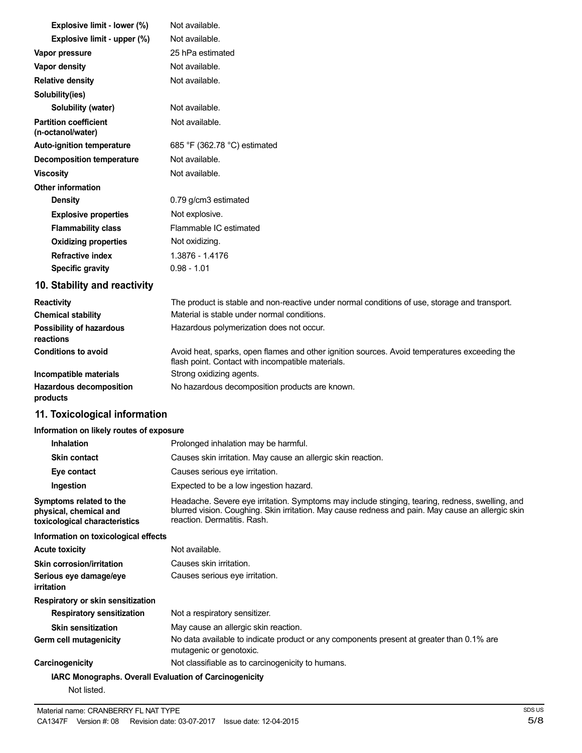| | |
|---|---|
| **Explosive limit - lower (%)** | Not available. |
| **Explosive limit - upper (%)** | Not available. |
| **Vapor pressure** | 25 hPa estimated |
| **Vapor density** | Not available. |
| **Relative density** | Not available. |
| **Solubility(ies)** | |
| **Solubility (water)** | Not available. |
| **Partition coefficient (n-octanol/water)** | Not available. |
| **Auto-ignition temperature** | 685 °F (362.78 °C) estimated |
| **Decomposition temperature** | Not available. |
| **Viscosity** | Not available. |
| **Other information** | |
| **Density** | 0.79 g/cm3 estimated |
| **Explosive properties** | Not explosive. |
| **Flammability class** | Flammable IC estimated |
| **Oxidizing properties** | Not oxidizing. |
| **Refractive index** | 1.3876 - 1.4176 |
| **Specific gravity** | 0.98 - 1.01 |

## 10. Stability and reactivity

| | |
|---|---|
| **Reactivity** | The product is stable and non-reactive under normal conditions of use, storage and transport. |
| **Chemical stability** | Material is stable under normal conditions. |
| **Possibility of hazardous reactions** | Hazardous polymerization does not occur. |
| **Conditions to avoid** | Avoid heat, sparks, open flames and other ignition sources. Avoid temperatures exceeding the flash point. Contact with incompatible materials. |
| **Incompatible materials** | Strong oxidizing agents. |
| **Hazardous decomposition products** | No hazardous decomposition products are known. |

## 11. Toxicological information

**Information on likely routes of exposure**

| | |
|---|---|
| **Inhalation** | Prolonged inhalation may be harmful. |
| **Skin contact** | Causes skin irritation. May cause an allergic skin reaction. |
| **Eye contact** | Causes serious eye irritation. |
| **Ingestion** | Expected to be a low ingestion hazard. |
| **Symptoms related to the physical, chemical and toxicological characteristics** | Headache. Severe eye irritation. Symptoms may include stinging, tearing, redness, swelling, and blurred vision. Coughing. Skin irritation. May cause redness and pain. May cause an allergic skin reaction. Dermatitis. Rash. |

**Information on toxicological effects**

| | |
|---|---|
| **Acute toxicity** | Not available. |
| **Skin corrosion/irritation** | Causes skin irritation. |
| **Serious eye damage/eye irritation** | Causes serious eye irritation. |
| **Respiratory or skin sensitization** | |
| **Respiratory sensitization** | Not a respiratory sensitizer. |
| **Skin sensitization** | May cause an allergic skin reaction. |
| **Germ cell mutagenicity** | No data available to indicate product or any components present at greater than 0.1% are mutagenic or genotoxic. |
| **Carcinogenicity** | Not classifiable as to carcinogenicity to humans. |

**IARC Monographs. Overall Evaluation of Carcinogenicity**

Not listed.

Material name: CRANBERRY FL NAT TYPE

CA1347F Version #: 08 Revision date: 03-07-2017 Issue date: 12-04-2015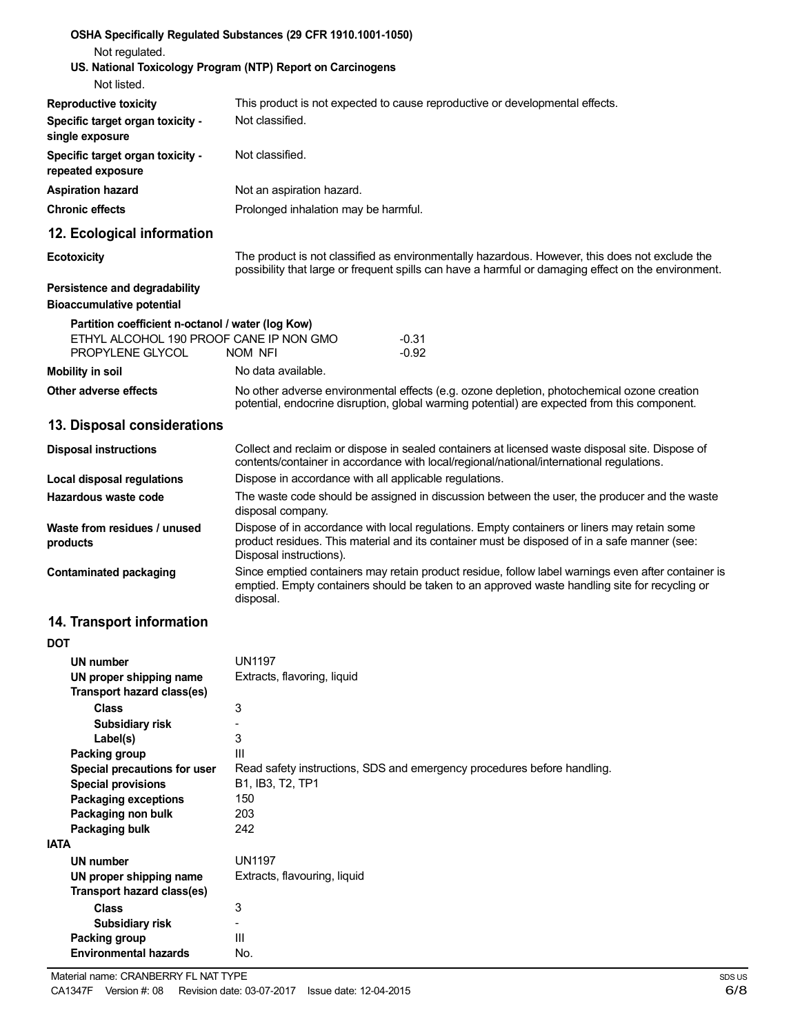**OSHA Specifically Regulated Substances (29 CFR 1910.1001-1050)**

Not regulated.

**US. National Toxicology Program (NTP) Report on Carcinogens**

Not listed.

**Reproductive toxicity** This product is not expected to cause reproductive or developmental effects.

**Specific target organ toxicity - single exposure** Not classified.

**Specific target organ toxicity - repeated exposure** Not classified.

**Aspiration hazard** Not an aspiration hazard.

**Chronic effects** Prolonged inhalation may be harmful.

## 12. Ecological information

**Ecotoxicity** The product is not classified as environmentally hazardous. However, this does not exclude the possibility that large or frequent spills can have a harmful or damaging effect on the environment.

**Persistence and degradability**

**Bioaccumulative potential**

**Partition coefficient n-octanol / water (log Kow)**

| | |
|---|---|
| ETHYL ALCOHOL 190 PROOF CANE IP NON GMO | -0.31 |
| PROPYLENE GLYCOL NOM NFI | -0.92 |

**Mobility in soil** No data available.

**Other adverse effects** No other adverse environmental effects (e.g. ozone depletion, photochemical ozone creation potential, endocrine disruption, global warming potential) are expected from this component.

## 13. Disposal considerations

**Disposal instructions** Collect and reclaim or dispose in sealed containers at licensed waste disposal site. Dispose of contents/container in accordance with local/regional/national/international regulations.

**Local disposal regulations** Dispose in accordance with all applicable regulations.

**Hazardous waste code** The waste code should be assigned in discussion between the user, the producer and the waste disposal company.

**Waste from residues / unused products** Dispose of in accordance with local regulations. Empty containers or liners may retain some product residues. This material and its container must be disposed of in a safe manner (see: Disposal instructions).

**Contaminated packaging** Since emptied containers may retain product residue, follow label warnings even after container is emptied. Empty containers should be taken to an approved waste handling site for recycling or disposal.

## 14. Transport information

**DOT**

| | |
|---|---|
| **UN number** | UN1197 |
| **UN proper shipping name** | Extracts, flavoring, liquid |
| **Transport hazard class(es)** | |
| **Class** | 3 |
| **Subsidiary risk** | - |
| **Label(s)** | 3 |
| **Packing group** | III |
| **Special precautions for user** | Read safety instructions, SDS and emergency procedures before handling. |
| **Special provisions** | B1, IB3, T2, TP1 |
| **Packaging exceptions** | 150 |
| **Packaging non bulk** | 203 |
| **Packaging bulk** | 242 |

**IATA**

| | |
|---|---|
| **UN number** | UN1197 |
| **UN proper shipping name** | Extracts, flavouring, liquid |
| **Transport hazard class(es)** | |
| **Class** | 3 |
| **Subsidiary risk** | - |
| **Packing group** | III |
| **Environmental hazards** | No. |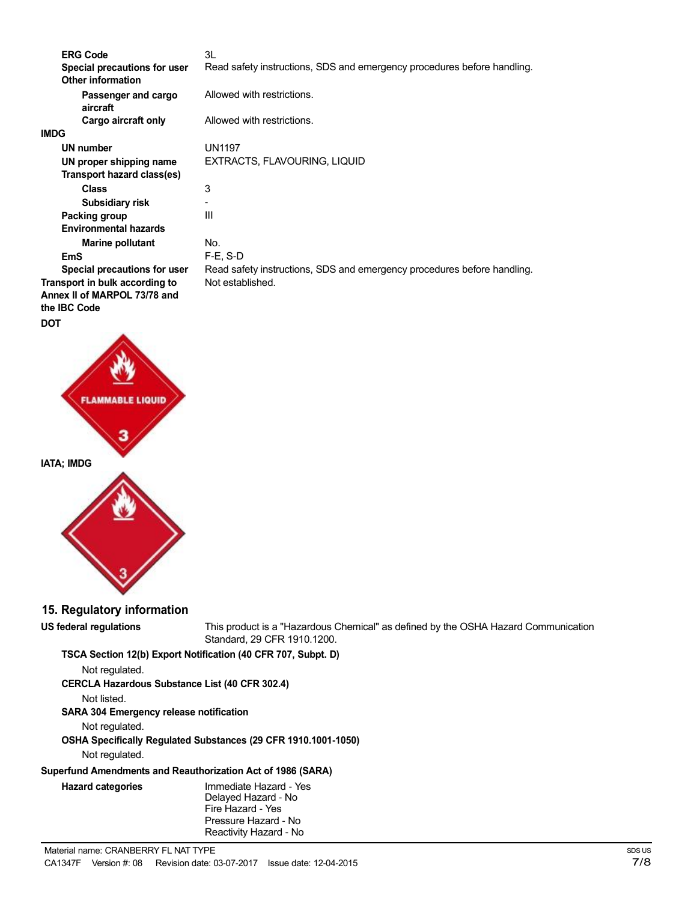| | |
|---|---|
| **ERG Code** | 3L |
| **Special precautions for user** | Read safety instructions, SDS and emergency procedures before handling. |
| **Other information** | |
| **Passenger and cargo aircraft** | Allowed with restrictions. |
| **Cargo aircraft only** | Allowed with restrictions. |

**IMDG**

| | |
|---|---|
| **UN number** | UN1197 |
| **UN proper shipping name** | EXTRACTS, FLAVOURING, LIQUID |
| **Transport hazard class(es)** | |
| **Class** | 3 |
| **Subsidiary risk** | - |
| **Packing group** | III |
| **Environmental hazards** | |
| **Marine pollutant** | No. |
| **EmS** | F-E, S-D |
| **Special precautions for user** | Read safety instructions, SDS and emergency procedures before handling. |

**Transport in bulk according to Annex II of MARPOL 73/78 and the IBC Code** Not established.

**DOT**

FLAMMABLE LIQUID

3

**IATA; IMDG**

3

## 15. Regulatory information

**US federal regulations** This product is a "Hazardous Chemical" as defined by the OSHA Hazard Communication Standard, 29 CFR 1910.1200.

**TSCA Section 12(b) Export Notification (40 CFR 707, Subpt. D)**

Not regulated.

**CERCLA Hazardous Substance List (40 CFR 302.4)**

Not listed.

**SARA 304 Emergency release notification**

Not regulated.

**OSHA Specifically Regulated Substances (29 CFR 1910.1001-1050)**

Not regulated.

**Superfund Amendments and Reauthorization Act of 1986 (SARA)**

**Hazard categories**

Immediate Hazard - Yes
Delayed Hazard - No
Fire Hazard - Yes
Pressure Hazard - No
Reactivity Hazard - No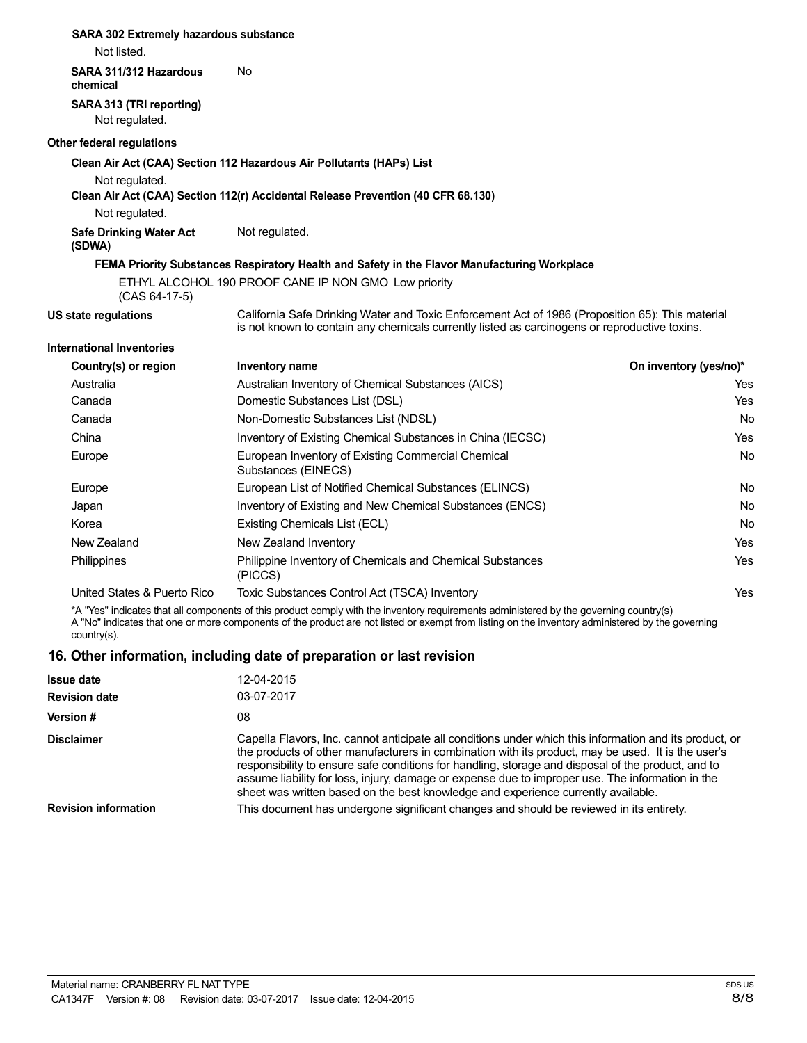**SARA 302 Extremely hazardous substance**

Not listed.

**SARA 311/312 Hazardous chemical** No

**SARA 313 (TRI reporting)**

Not regulated.

**Other federal regulations**

**Clean Air Act (CAA) Section 112 Hazardous Air Pollutants (HAPs) List**

Not regulated.

**Clean Air Act (CAA) Section 112(r) Accidental Release Prevention (40 CFR 68.130)**

Not regulated.

**Safe Drinking Water Act (SDWA)** Not regulated.

**FEMA Priority Substances Respiratory Health and Safety in the Flavor Manufacturing Workplace**

ETHYL ALCOHOL 190 PROOF CANE IP NON GMO Low priority
(CAS 64-17-5)

**US state regulations** California Safe Drinking Water and Toxic Enforcement Act of 1986 (Proposition 65): This material is not known to contain any chemicals currently listed as carcinogens or reproductive toxins.

**International Inventories**

| Country(s) or region | Inventory name | On inventory (yes/no)* |
|---|---|---|
| Australia | Australian Inventory of Chemical Substances (AICS) | Yes |
| Canada | Domestic Substances List (DSL) | Yes |
| Canada | Non-Domestic Substances List (NDSL) | No |
| China | Inventory of Existing Chemical Substances in China (IECSC) | Yes |
| Europe | European Inventory of Existing Commercial Chemical Substances (EINECS) | No |
| Europe | European List of Notified Chemical Substances (ELINCS) | No |
| Japan | Inventory of Existing and New Chemical Substances (ENCS) | No |
| Korea | Existing Chemicals List (ECL) | No |
| New Zealand | New Zealand Inventory | Yes |
| Philippines | Philippine Inventory of Chemicals and Chemical Substances (PICCS) | Yes |
| United States & Puerto Rico | Toxic Substances Control Act (TSCA) Inventory | Yes |

*A "Yes" indicates that all components of this product comply with the inventory requirements administered by the governing country(s)
A "No" indicates that one or more components of the product are not listed or exempt from listing on the inventory administered by the governing country(s).

## 16. Other information, including date of preparation or last revision

**Issue date** 12-04-2015

**Revision date** 03-07-2017

**Version #** 08

**Disclaimer** Capella Flavors, Inc. cannot anticipate all conditions under which this information and its product, or the products of other manufacturers in combination with its product, may be used. It is the user's responsibility to ensure safe conditions for handling, storage and disposal of the product, and to assume liability for loss, injury, damage or expense due to improper use. The information in the sheet was written based on the best knowledge and experience currently available.

**Revision information** This document has undergone significant changes and should be reviewed in its entirety.